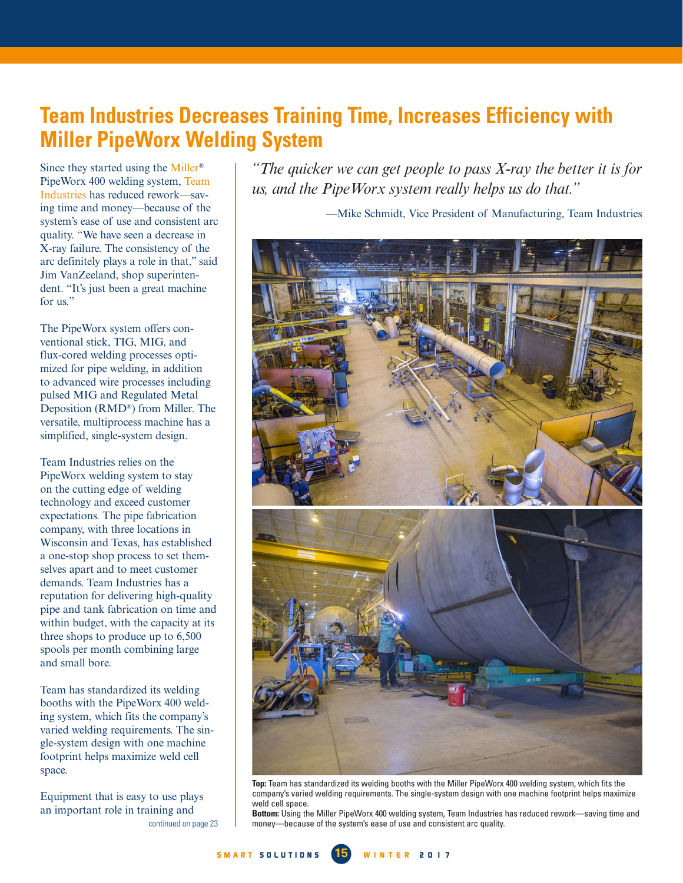# Team Industries Decreases Training Time, Increases Efficiency with Miller PipeWorx Welding System

Since they started using the Miller® PipeWorx 400 welding system, Team Industries has reduced rework—saving time and money—because of the system's ease of use and consistent arc quality. "We have seen a decrease in X-ray failure. The consistency of the arc definitely plays a role in that," said Jim VanZeeland, shop superintendent. "It's just been a great machine for us."

The PipeWorx system offers conventional stick, TIG, MIG, and flux-cored welding processes optimized for pipe welding, in addition to advanced wire processes including pulsed MIG and Regulated Metal Deposition (RMD®) from Miller. The versatile, multiprocess machine has a simplified, single-system design.

Team Industries relies on the PipeWorx welding system to stay on the cutting edge of welding technology and exceed customer expectations. The pipe fabrication company, with three locations in Wisconsin and Texas, has established a one-stop shop process to set themselves apart and to meet customer demands. Team Industries has a reputation for delivering high-quality pipe and tank fabrication on time and within budget, with the capacity at its three shops to produce up to 6,500 spools per month combining large and small bore.

Team has standardized its welding booths with the PipeWorx 400 welding system, which fits the company's varied welding requirements. The single-system design with one machine footprint helps maximize weld cell space.

Equipment that is easy to use plays an important role in training and

continued on page 23

*"The quicker we can get people to pass X-ray the better it is for us, and the PipeWorx system really helps us do that."*

—Mike Schmidt, Vice President of Manufacturing, Team Industries

**Top:** Team has standardized its welding booths with the Miller PipeWorx 400 welding system, which fits the company's varied welding requirements. The single-system design with one machine footprint helps maximize weld cell space.

**Bottom:** Using the Miller PipeWorx 400 welding system, Team Industries has reduced rework—saving time and money—because of the system's ease of use and consistent arc quality.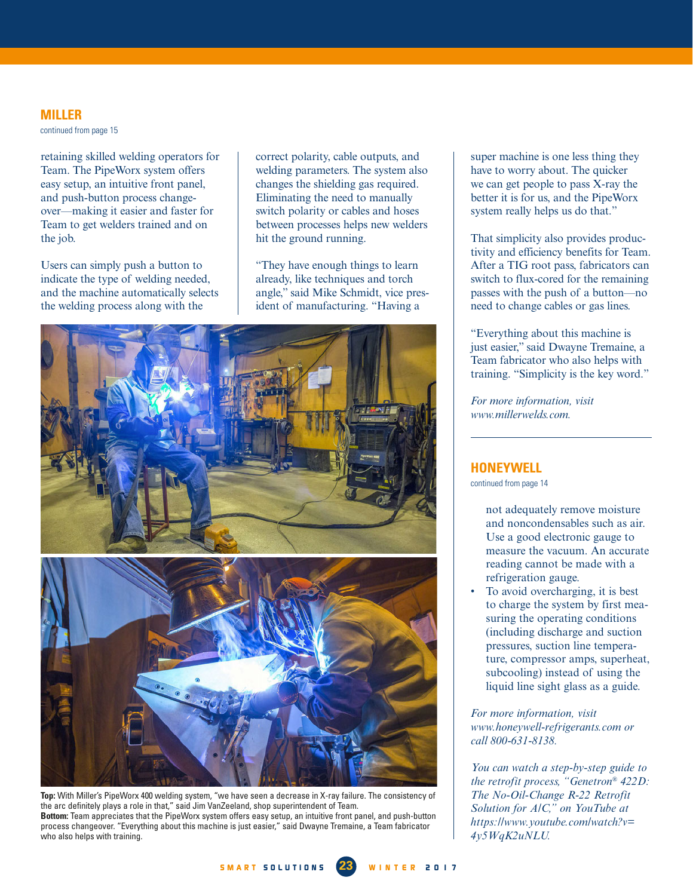## MILLER

continued from page 15

retaining skilled welding operators for Team. The PipeWorx system offers easy setup, an intuitive front panel, and push-button process change-over—making it easier and faster for Team to get welders trained and on the job.

Users can simply push a button to indicate the type of welding needed, and the machine automatically selects the welding process along with the correct polarity, cable outputs, and welding parameters. The system also changes the shielding gas required. Eliminating the need to manually switch polarity or cables and hoses between processes helps new welders hit the ground running.

"They have enough things to learn already, like techniques and torch angle," said Mike Schmidt, vice president of manufacturing. "Having a super machine is one less thing they have to worry about. The quicker we can get people to pass X-ray the better it is for us, and the PipeWorx system really helps us do that."

That simplicity also provides productivity and efficiency benefits for Team. After a TIG root pass, fabricators can switch to flux-cored for the remaining passes with the push of a button—no need to change cables or gas lines.

"Everything about this machine is just easier," said Dwayne Tremaine, a Team fabricator who also helps with training. "Simplicity is the key word."

*For more information, visit www.millerwelds.com.*

**Top:** With Miller's PipeWorx 400 welding system, "we have seen a decrease in X-ray failure. The consistency of the arc definitely plays a role in that," said Jim VanZeeland, shop superintendent of Team.
**Bottom:** Team appreciates that the PipeWorx system offers easy setup, an intuitive front panel, and push-button process changeover. "Everything about this machine is just easier," said Dwayne Tremaine, a Team fabricator who also helps with training.

## HONEYWELL

continued from page 14

not adequately remove moisture and noncondensables such as air. Use a good electronic gauge to measure the vacuum. An accurate reading cannot be made with a refrigeration gauge.

- To avoid overcharging, it is best to charge the system by first measuring the operating conditions (including discharge and suction pressures, suction line temperature, compressor amps, superheat, subcooling) instead of using the liquid line sight glass as a guide.

*For more information, visit www.honeywell-refrigerants.com or call 800-631-8138.*

*You can watch a step-by-step guide to the retrofit process, "Genetron® 422D: The No-Oil-Change R-22 Retrofit Solution for A/C," on YouTube at https://www.youtube.com/watch?v=4y5WqK2uNLU.*